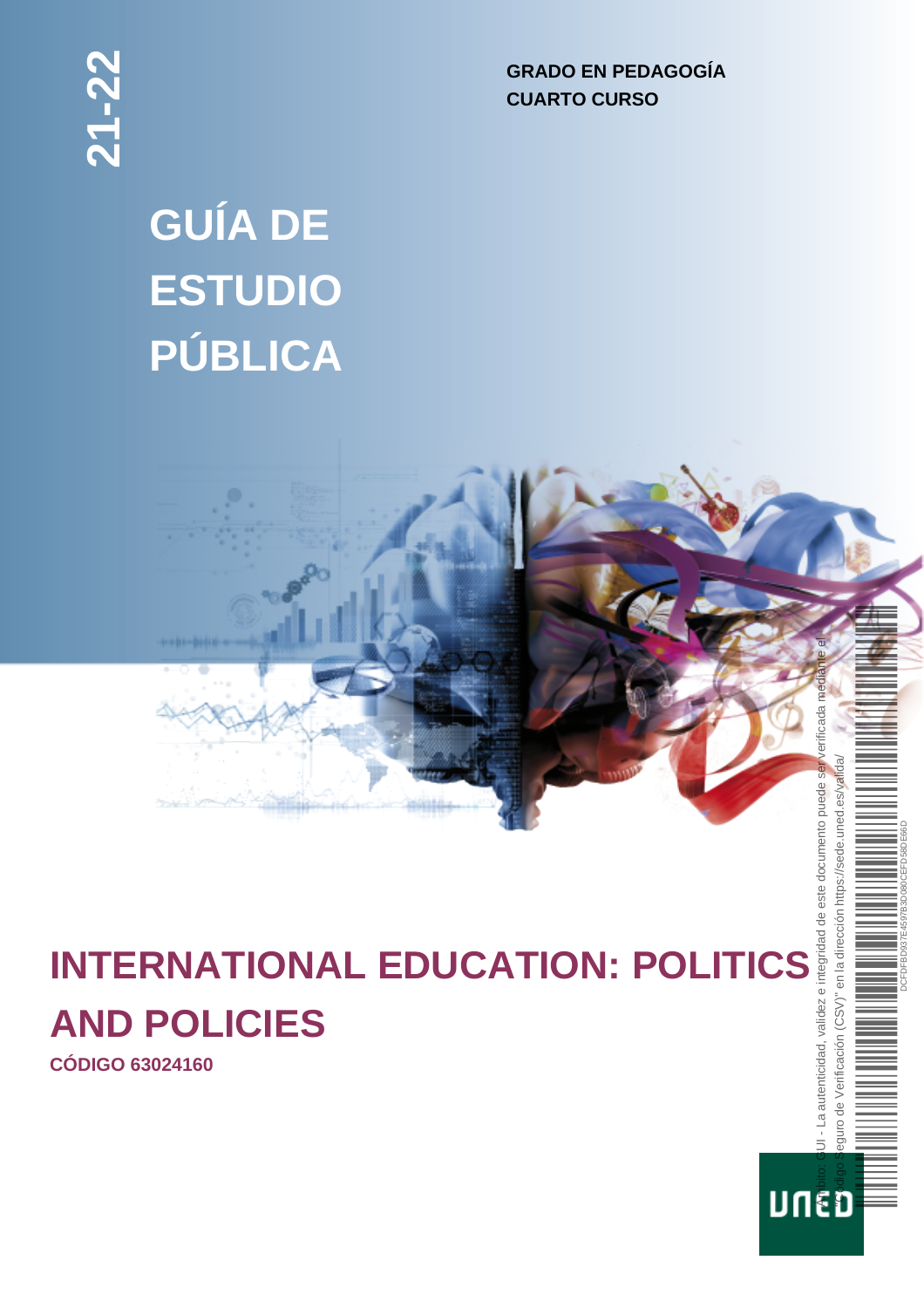21-22

GRADO EN PEDAGOGÍA
CUARTO CURSO

# GUÍA DE ESTUDIO PÚBLICA

# INTERNATIONAL EDUCATION: POLITICS AND POLICIES

**CÓDIGO 63024160**

Ámbito: GUI - La autenticidad, validez e integridad de este documento puede ser verificada mediante el "Código Seguro de Verificación (CSV)" en la dirección https://sede.uned.es/valida/

DCFDFBD937E4597B3D08OCEFD58DE66D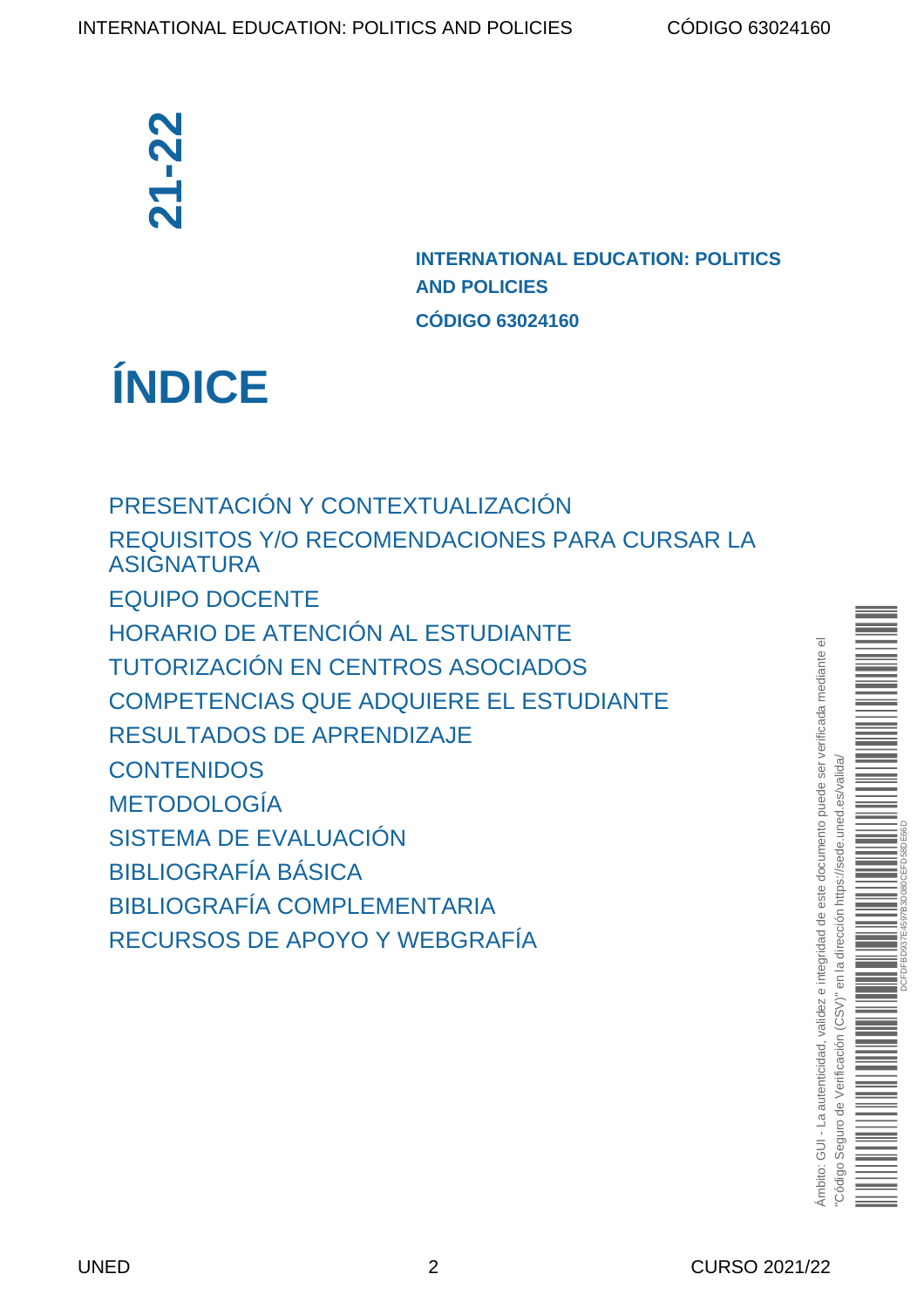21-22

**INTERNATIONAL EDUCATION: POLITICS AND POLICIES**
**CÓDIGO 63024160**

# ÍNDICE

PRESENTACIÓN Y CONTEXTUALIZACIÓN
REQUISITOS Y/O RECOMENDACIONES PARA CURSAR LA ASIGNATURA
EQUIPO DOCENTE
HORARIO DE ATENCIÓN AL ESTUDIANTE
TUTORIZACIÓN EN CENTROS ASOCIADOS
COMPETENCIAS QUE ADQUIERE EL ESTUDIANTE
RESULTADOS DE APRENDIZAJE
CONTENIDOS
METODOLOGÍA
SISTEMA DE EVALUACIÓN
BIBLIOGRAFÍA BÁSICA
BIBLIOGRAFÍA COMPLEMENTARIA
RECURSOS DE APOYO Y WEBGRAFÍA

Ámbito: GUI - La autenticidad, validez e integridad de este documento puede ser verificada mediante el "Código Seguro de Verificación (CSV)" en la dirección https://sede.uned.es/valida/

DCFDFBD937E4597B3D080CEFD58DE66D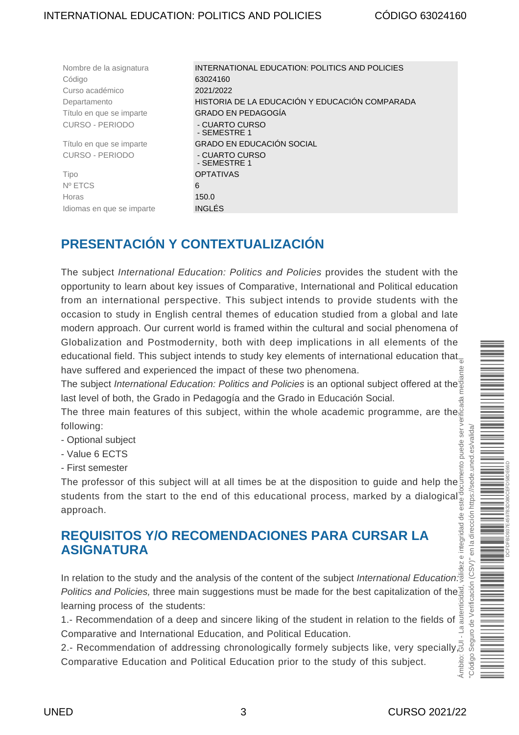| | |
|---|---|
| Nombre de la asignatura | INTERNATIONAL EDUCATION: POLITICS AND POLICIES |
| Código | 63024160 |
| Curso académico | 2021/2022 |
| Departamento | HISTORIA DE LA EDUCACIÓN Y EDUCACIÓN COMPARADA |
| Título en que se imparte | GRADO EN PEDAGOGÍA |
| CURSO - PERIODO | - CUARTO CURSO<br>- SEMESTRE 1 |
| Título en que se imparte | GRADO EN EDUCACIÓN SOCIAL |
| CURSO - PERIODO | - CUARTO CURSO<br>- SEMESTRE 1 |
| Tipo | OPTATIVAS |
| Nº ETCS | 6 |
| Horas | 150.0 |
| Idiomas en que se imparte | INGLÉS |

## PRESENTACIÓN Y CONTEXTUALIZACIÓN

The subject *International Education: Politics and Policies* provides the student with the opportunity to learn about key issues of Comparative, International and Political education from an international perspective. This subject intends to provide students with the occasion to study in English central themes of education studied from a global and late modern approach. Our current world is framed within the cultural and social phenomena of Globalization and Postmodernity, both with deep implications in all elements of the educational field. This subject intends to study key elements of international education that have suffered and experienced the impact of these two phenomena.

The subject *International Education: Politics and Policies* is an optional subject offered at the last level of both, the Grado in Pedagogía and the Grado in Educación Social.

The three main features of this subject, within the whole academic programme, are the following:

- Optional subject
- Value 6 ECTS
- First semester

The professor of this subject will at all times be at the disposition to guide and help the students from the start to the end of this educational process, marked by a dialogical approach.

## REQUISITOS Y/O RECOMENDACIONES PARA CURSAR LA ASIGNATURA

In relation to the study and the analysis of the content of the subject *International Education: Politics and Policies,* three main suggestions must be made for the best capitalization of the learning process of the students:

1.- Recommendation of a deep and sincere liking of the student in relation to the fields of Comparative and International Education, and Political Education.

2.- Recommendation of addressing chronologically formely subjects like, very specially, Comparative Education and Political Education prior to the study of this subject.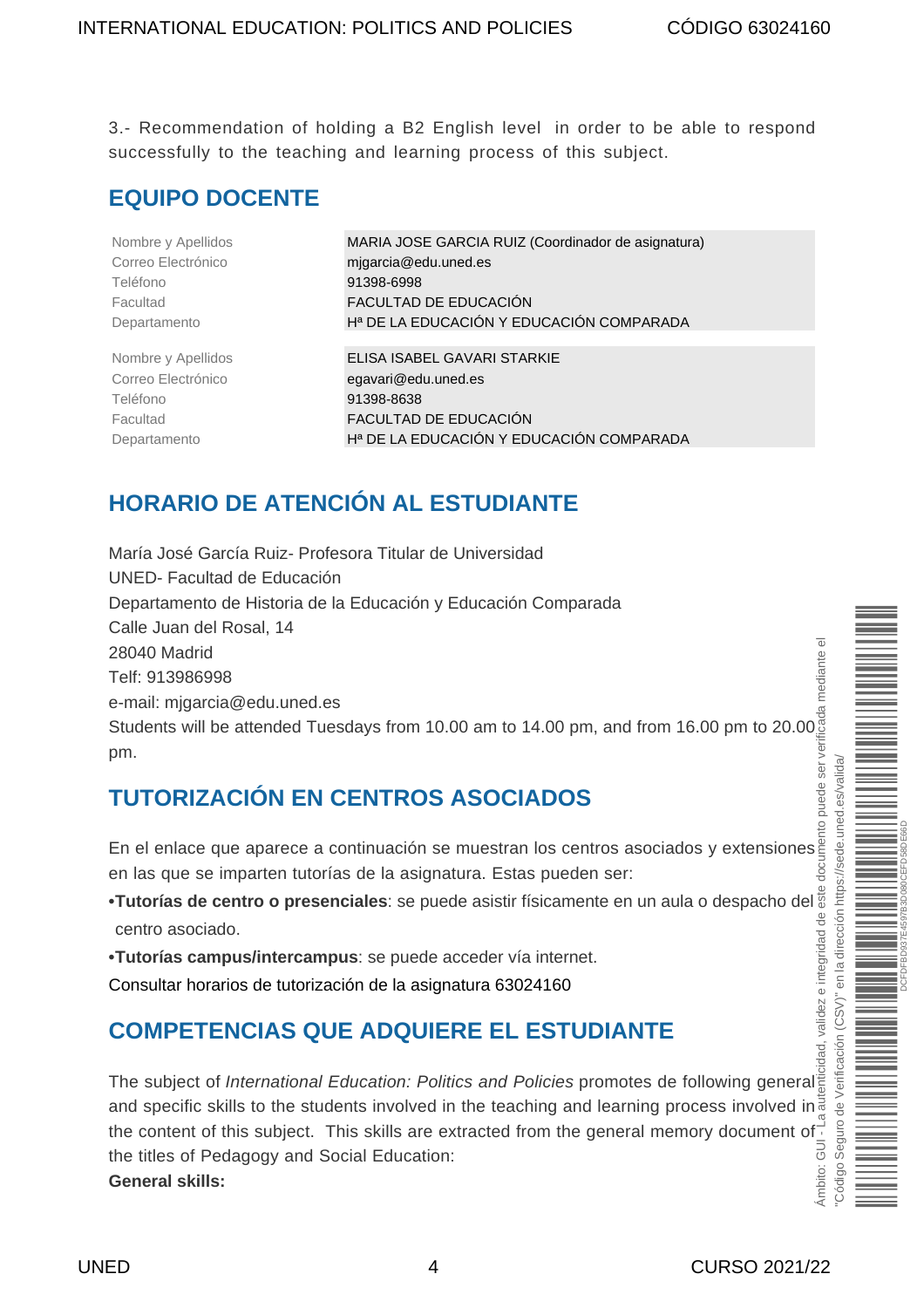3.- Recommendation of holding a B2 English level in order to be able to respond successfully to the teaching and learning process of this subject.

## EQUIPO DOCENTE

| | |
|---|---|
| Nombre y Apellidos | MARIA JOSE GARCIA RUIZ (Coordinador de asignatura) |
| Correo Electrónico | mjgarcia@edu.uned.es |
| Teléfono | 91398-6998 |
| Facultad | FACULTAD DE EDUCACIÓN |
| Departamento | Hª DE LA EDUCACIÓN Y EDUCACIÓN COMPARADA |

| | |
|---|---|
| Nombre y Apellidos | ELISA ISABEL GAVARI STARKIE |
| Correo Electrónico | egavari@edu.uned.es |
| Teléfono | 91398-8638 |
| Facultad | FACULTAD DE EDUCACIÓN |
| Departamento | Hª DE LA EDUCACIÓN Y EDUCACIÓN COMPARADA |

## HORARIO DE ATENCIÓN AL ESTUDIANTE

María José García Ruiz- Profesora Titular de Universidad
UNED- Facultad de Educación
Departamento de Historia de la Educación y Educación Comparada
Calle Juan del Rosal, 14
28040 Madrid
Telf: 913986998
e-mail: mjgarcia@edu.uned.es
Students will be attended Tuesdays from 10.00 am to 14.00 pm, and from 16.00 pm to 20.00 pm.

## TUTORIZACIÓN EN CENTROS ASOCIADOS

En el enlace que aparece a continuación se muestran los centros asociados y extensiones en las que se imparten tutorías de la asignatura. Estas pueden ser:

- **Tutorías de centro o presenciales**: se puede asistir físicamente en un aula o despacho del centro asociado.
- **Tutorías campus/intercampus**: se puede acceder vía internet.

Consultar horarios de tutorización de la asignatura 63024160

## COMPETENCIAS QUE ADQUIERE EL ESTUDIANTE

The subject of *International Education: Politics and Policies* promotes de following general and specific skills to the students involved in the teaching and learning process involved in the content of this subject. This skills are extracted from the general memory document of the titles of Pedagogy and Social Education:

**General skills:**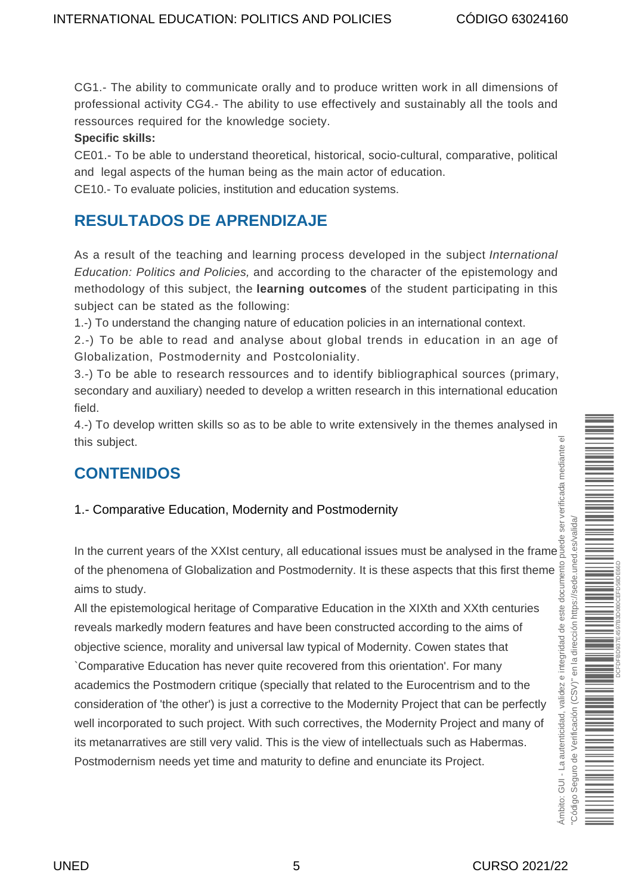CG1.- The ability to communicate orally and to produce written work in all dimensions of professional activity CG4.- The ability to use effectively and sustainably all the tools and ressources required for the knowledge society.

**Specific skills:**

CE01.- To be able to understand theoretical, historical, socio-cultural, comparative, political and legal aspects of the human being as the main actor of education.

CE10.- To evaluate policies, institution and education systems.

## RESULTADOS DE APRENDIZAJE

As a result of the teaching and learning process developed in the subject *International Education: Politics and Policies,* and according to the character of the epistemology and methodology of this subject, the **learning outcomes** of the student participating in this subject can be stated as the following:

1.-) To understand the changing nature of education policies in an international context.

2.-) To be able to read and analyse about global trends in education in an age of Globalization, Postmodernity and Postcoloniality.

3.-) To be able to research ressources and to identify bibliographical sources (primary, secondary and auxiliary) needed to develop a written research in this international education field.

4.-) To develop written skills so as to be able to write extensively in the themes analysed in this subject.

## CONTENIDOS

### 1.- Comparative Education, Modernity and Postmodernity

In the current years of the XXIst century, all educational issues must be analysed in the frame of the phenomena of Globalization and Postmodernity. It is these aspects that this first theme aims to study.

All the epistemological heritage of Comparative Education in the XIXth and XXth centuries reveals markedly modern features and have been constructed according to the aims of objective science, morality and universal law typical of Modernity. Cowen states that `Comparative Education has never quite recovered from this orientation'. For many academics the Postmodern critique (specially that related to the Eurocentrism and to the consideration of 'the other') is just a corrective to the Modernity Project that can be perfectly well incorporated to such project. With such correctives, the Modernity Project and many of its metanarratives are still very valid. This is the view of intellectuals such as Habermas. Postmodernism needs yet time and maturity to define and enunciate its Project.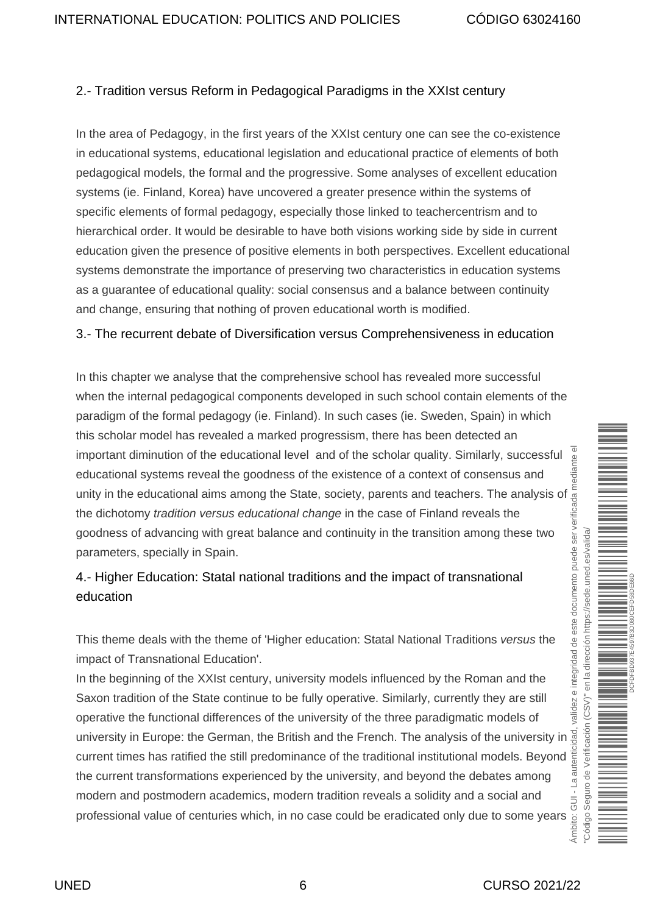## 2.- Tradition versus Reform in Pedagogical Paradigms in the XXIst century

In the area of Pedagogy, in the first years of the XXIst century one can see the co-existence in educational systems, educational legislation and educational practice of elements of both pedagogical models, the formal and the progressive. Some analyses of excellent education systems (ie. Finland, Korea) have uncovered a greater presence within the systems of specific elements of formal pedagogy, especially those linked to teachercentrism and to hierarchical order. It would be desirable to have both visions working side by side in current education given the presence of positive elements in both perspectives. Excellent educational systems demonstrate the importance of preserving two characteristics in education systems as a guarantee of educational quality: social consensus and a balance between continuity and change, ensuring that nothing of proven educational worth is modified.

## 3.- The recurrent debate of Diversification versus Comprehensiveness in education

In this chapter we analyse that the comprehensive school has revealed more successful when the internal pedagogical components developed in such school contain elements of the paradigm of the formal pedagogy (ie. Finland). In such cases (ie. Sweden, Spain) in which this scholar model has revealed a marked progressism, there has been detected an important diminution of the educational level and of the scholar quality. Similarly, successful educational systems reveal the goodness of the existence of a context of consensus and unity in the educational aims among the State, society, parents and teachers. The analysis of the dichotomy *tradition versus educational change* in the case of Finland reveals the goodness of advancing with great balance and continuity in the transition among these two parameters, specially in Spain.

## 4.- Higher Education: Statal national traditions and the impact of transnational education

This theme deals with the theme of 'Higher education: Statal National Traditions *versus* the impact of Transnational Education'.

In the beginning of the XXIst century, university models influenced by the Roman and the Saxon tradition of the State continue to be fully operative. Similarly, currently they are still operative the functional differences of the university of the three paradigmatic models of university in Europe: the German, the British and the French. The analysis of the university in current times has ratified the still predominance of the traditional institutional models. Beyond the current transformations experienced by the university, and beyond the debates among modern and postmodern academics, modern tradition reveals a solidity and a social and professional value of centuries which, in no case could be eradicated only due to some years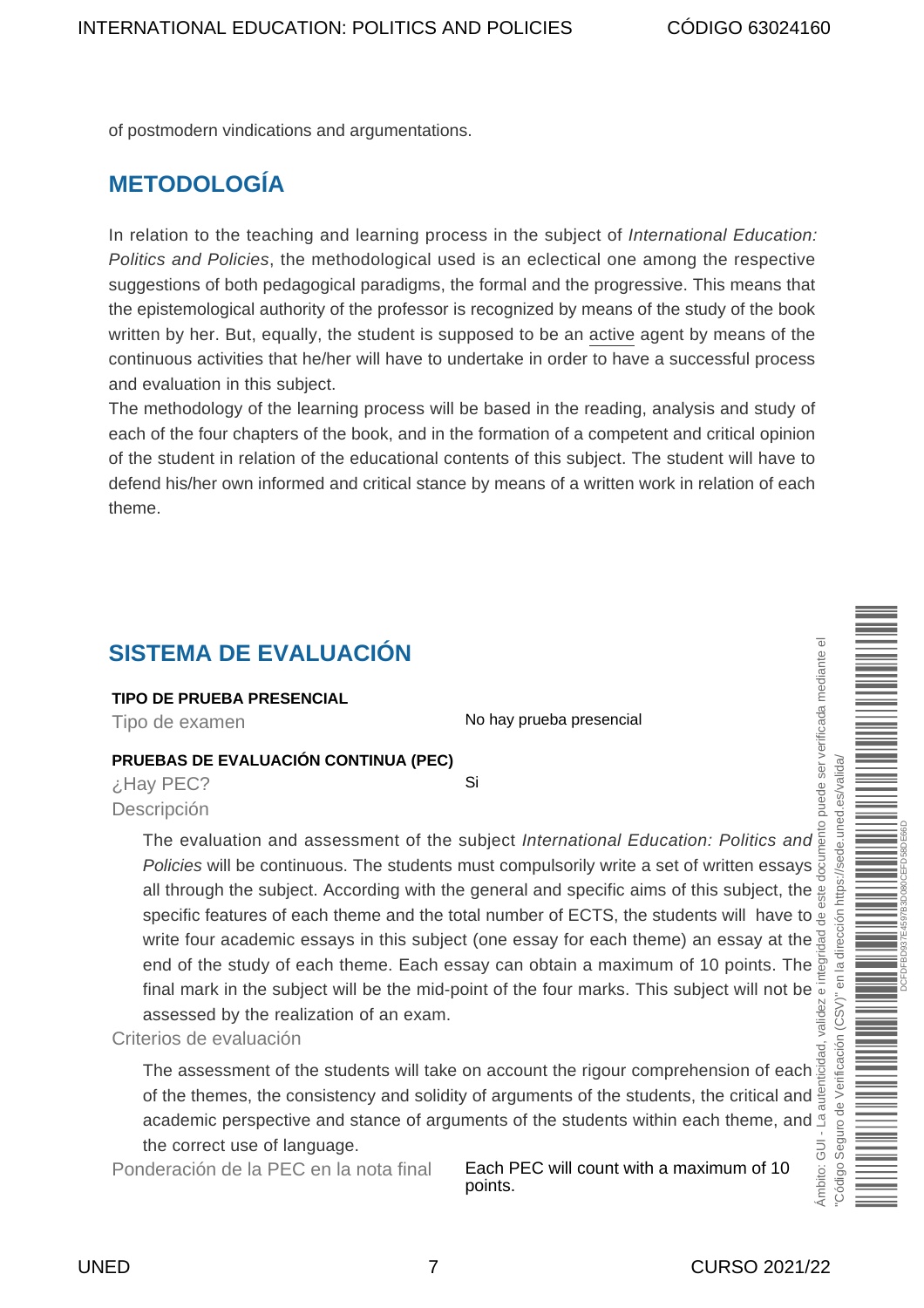of postmodern vindications and argumentations.

## METODOLOGÍA

In relation to the teaching and learning process in the subject of *International Education: Politics and Policies*, the methodological used is an eclectical one among the respective suggestions of both pedagogical paradigms, the formal and the progressive. This means that the epistemological authority of the professor is recognized by means of the study of the book written by her. But, equally, the student is supposed to be an active agent by means of the continuous activities that he/her will have to undertake in order to have a successful process and evaluation in this subject.

The methodology of the learning process will be based in the reading, analysis and study of each of the four chapters of the book, and in the formation of a competent and critical opinion of the student in relation of the educational contents of this subject. The student will have to defend his/her own informed and critical stance by means of a written work in relation of each theme.

## SISTEMA DE EVALUACIÓN

**TIPO DE PRUEBA PRESENCIAL**

| | |
|---|---|
| Tipo de examen | No hay prueba presencial |

**PRUEBAS DE EVALUACIÓN CONTINUA (PEC)**

| | |
|---|---|
| ¿Hay PEC? | Si |

Descripción

The evaluation and assessment of the subject *International Education: Politics and Policies* will be continuous. The students must compulsorily write a set of written essays all through the subject. According with the general and specific aims of this subject, the specific features of each theme and the total number of ECTS, the students will have to write four academic essays in this subject (one essay for each theme) an essay at the end of the study of each theme. Each essay can obtain a maximum of 10 points. The final mark in the subject will be the mid-point of the four marks. This subject will not be assessed by the realization of an exam.

Criterios de evaluación

The assessment of the students will take on account the rigour comprehension of each of the themes, the consistency and solidity of arguments of the students, the critical and academic perspective and stance of arguments of the students within each theme, and the correct use of language.

| | |
|---|---|
| Ponderación de la PEC en la nota final | Each PEC will count with a maximum of 10 points. |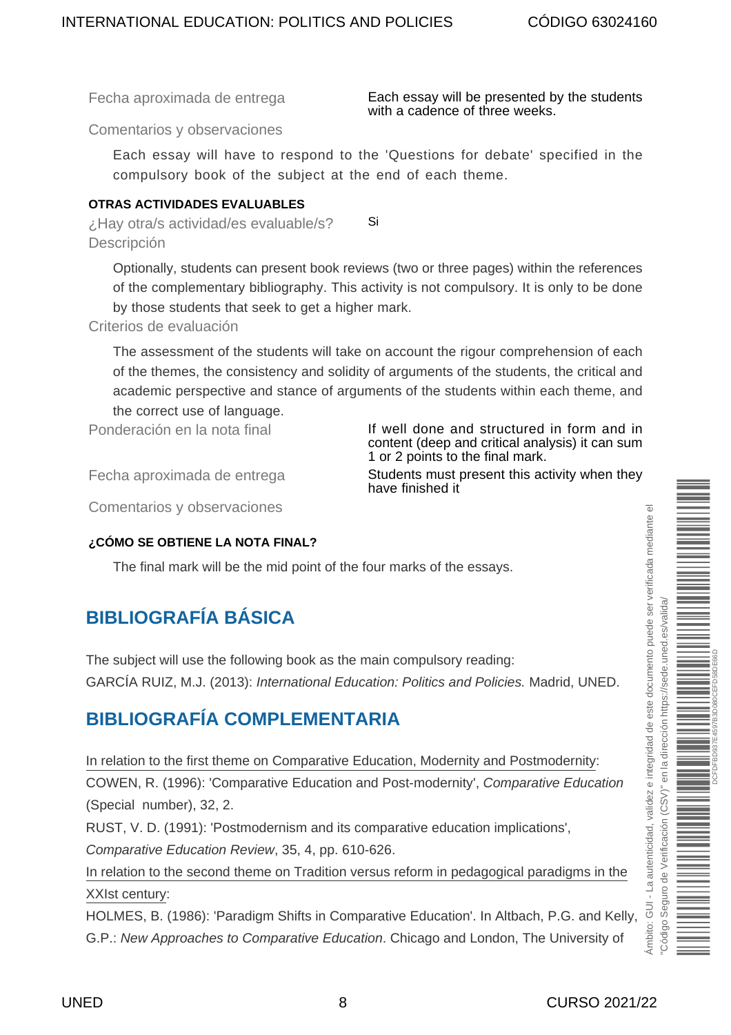Fecha aproximada de entrega — Each essay will be presented by the students with a cadence of three weeks.

Comentarios y observaciones

Each essay will have to respond to the 'Questions for debate' specified in the compulsory book of the subject at the end of each theme.

**OTRAS ACTIVIDADES EVALUABLES**

¿Hay otra/s actividad/es evaluable/s? — Si

Descripción

Optionally, students can present book reviews (two or three pages) within the references of the complementary bibliography. This activity is not compulsory. It is only to be done by those students that seek to get a higher mark.

Criterios de evaluación

The assessment of the students will take on account the rigour comprehension of each of the themes, the consistency and solidity of arguments of the students, the critical and academic perspective and stance of arguments of the students within each theme, and the correct use of language.

Ponderación en la nota final — If well done and structured in form and in content (deep and critical analysis) it can sum 1 or 2 points to the final mark.

Fecha aproximada de entrega — Students must present this activity when they have finished it

Comentarios y observaciones

**¿CÓMO SE OBTIENE LA NOTA FINAL?**

The final mark will be the mid point of the four marks of the essays.

## BIBLIOGRAFÍA BÁSICA

The subject will use the following book as the main compulsory reading:
GARCÍA RUIZ, M.J. (2013): *International Education: Politics and Policies.* Madrid, UNED.

## BIBLIOGRAFÍA COMPLEMENTARIA

In relation to the first theme on Comparative Education, Modernity and Postmodernity:

COWEN, R. (1996): 'Comparative Education and Post-modernity', *Comparative Education* (Special number), 32, 2.

RUST, V. D. (1991): 'Postmodernism and its comparative education implications', *Comparative Education Review*, 35, 4, pp. 610-626.

In relation to the second theme on Tradition versus reform in pedagogical paradigms in the XXIst century:

HOLMES, B. (1986): 'Paradigm Shifts in Comparative Education'. In Altbach, P.G. and Kelly, G.P.: *New Approaches to Comparative Education*. Chicago and London, The University of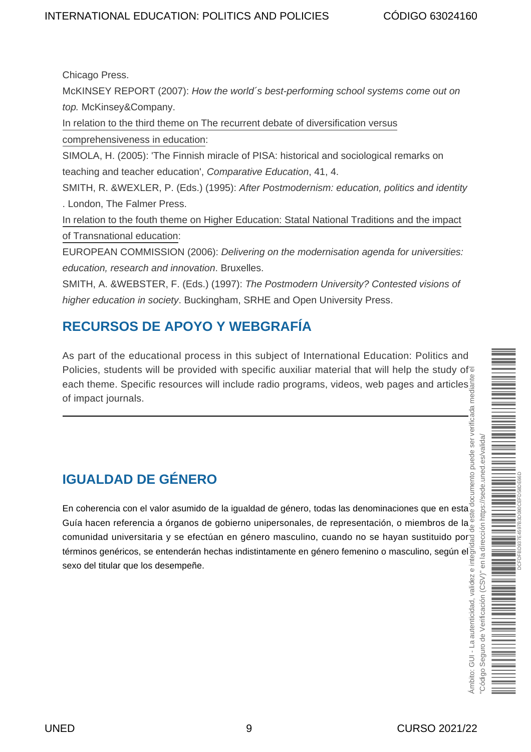Chicago Press.

McKINSEY REPORT (2007): *How the world´s best-performing school systems come out on top.* McKinsey&Company.

In relation to the third theme on The recurrent debate of diversification versus comprehensiveness in education:

SIMOLA, H. (2005): 'The Finnish miracle of PISA: historical and sociological remarks on teaching and teacher education', *Comparative Education*, 41, 4.

SMITH, R. &WEXLER, P. (Eds.) (1995): *After Postmodernism: education, politics and identity* . London, The Falmer Press.

In relation to the fouth theme on Higher Education: Statal National Traditions and the impact of Transnational education:

EUROPEAN COMMISSION (2006): *Delivering on the modernisation agenda for universities: education, research and innovation*. Bruxelles.

SMITH, A. &WEBSTER, F. (Eds.) (1997): *The Postmodern University? Contested visions of higher education in society*. Buckingham, SRHE and Open University Press.

## RECURSOS DE APOYO Y WEBGRAFÍA

As part of the educational process in this subject of International Education: Politics and Policies, students will be provided with specific auxiliar material that will help the study of each theme. Specific resources will include radio programs, videos, web pages and articles of impact journals.

---

## IGUALDAD DE GÉNERO

En coherencia con el valor asumido de la igualdad de género, todas las denominaciones que en esta Guía hacen referencia a órganos de gobierno unipersonales, de representación, o miembros de la comunidad universitaria y se efectúan en género masculino, cuando no se hayan sustituido por términos genéricos, se entenderán hechas indistintamente en género femenino o masculino, según el sexo del titular que los desempeñe.